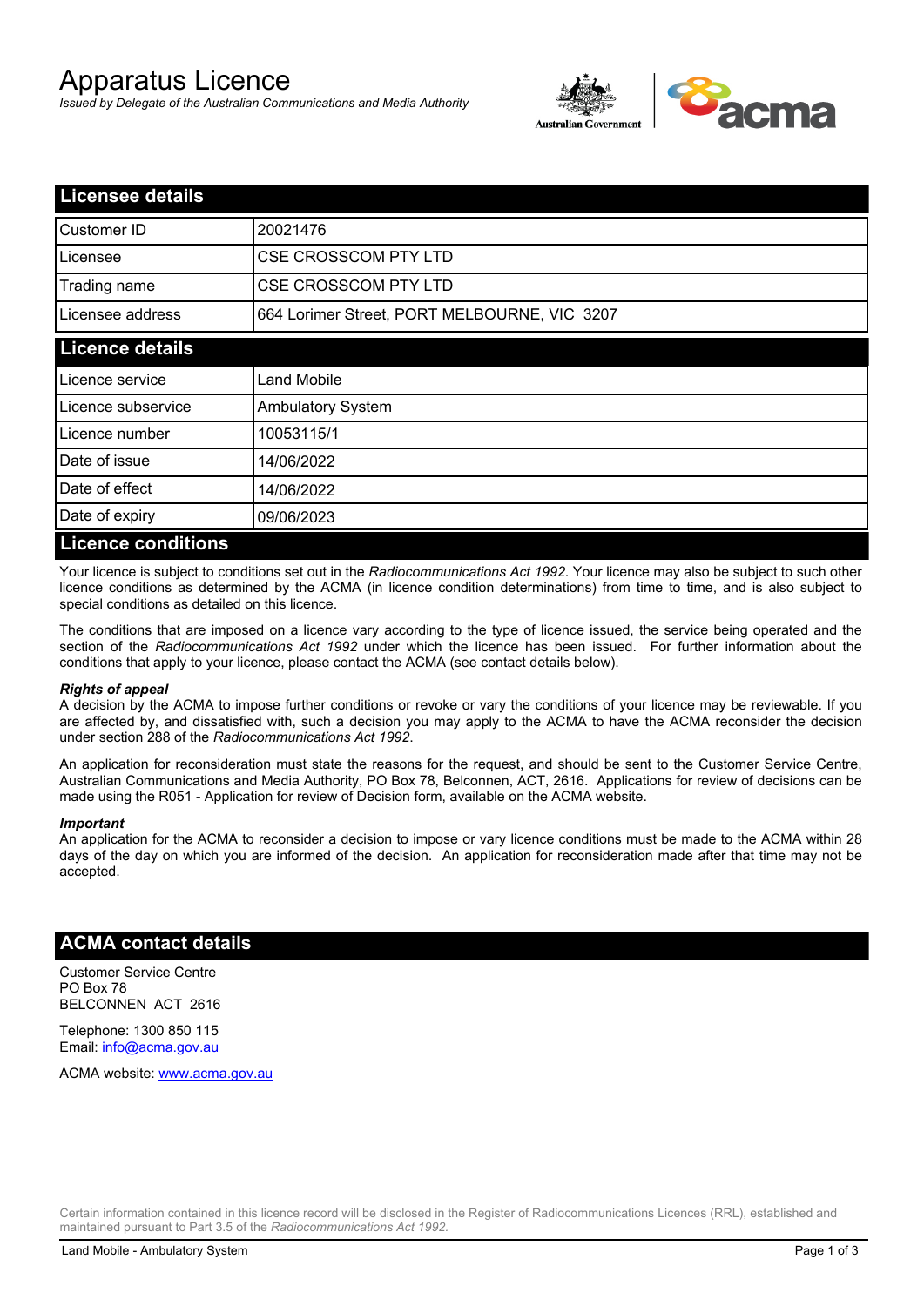# Apparatus Licence

*Issued by Delegate of the Australian Communications and Media Authority*

## Licensee details

| | |
|---|---|
| Customer ID | 20021476 |
| Licensee | CSE CROSSCOM PTY LTD |
| Trading name | CSE CROSSCOM PTY LTD |
| Licensee address | 664 Lorimer Street, PORT MELBOURNE, VIC 3207 |

## Licence details

| | |
|---|---|
| Licence service | Land Mobile |
| Licence subservice | Ambulatory System |
| Licence number | 10053115/1 |
| Date of issue | 14/06/2022 |
| Date of effect | 14/06/2022 |
| Date of expiry | 09/06/2023 |

## Licence conditions

Your licence is subject to conditions set out in the *Radiocommunications Act 1992*. Your licence may also be subject to such other licence conditions as determined by the ACMA (in licence condition determinations) from time to time, and is also subject to special conditions as detailed on this licence.

The conditions that are imposed on a licence vary according to the type of licence issued, the service being operated and the section of the *Radiocommunications Act 1992* under which the licence has been issued. For further information about the conditions that apply to your licence, please contact the ACMA (see contact details below).

***Rights of appeal***

A decision by the ACMA to impose further conditions or revoke or vary the conditions of your licence may be reviewable. If you are affected by, and dissatisfied with, such a decision you may apply to the ACMA to have the ACMA reconsider the decision under section 288 of the *Radiocommunications Act 1992*.

An application for reconsideration must state the reasons for the request, and should be sent to the Customer Service Centre, Australian Communications and Media Authority, PO Box 78, Belconnen, ACT, 2616. Applications for review of decisions can be made using the R051 - Application for review of Decision form, available on the ACMA website.

***Important***

An application for the ACMA to reconsider a decision to impose or vary licence conditions must be made to the ACMA within 28 days of the day on which you are informed of the decision. An application for reconsideration made after that time may not be accepted.

## ACMA contact details

Customer Service Centre
PO Box 78
BELCONNEN ACT 2616

Telephone: 1300 850 115
Email: info@acma.gov.au

ACMA website: www.acma.gov.au

Certain information contained in this licence record will be disclosed in the Register of Radiocommunications Licences (RRL), established and maintained pursuant to Part 3.5 of the *Radiocommunications Act 1992.*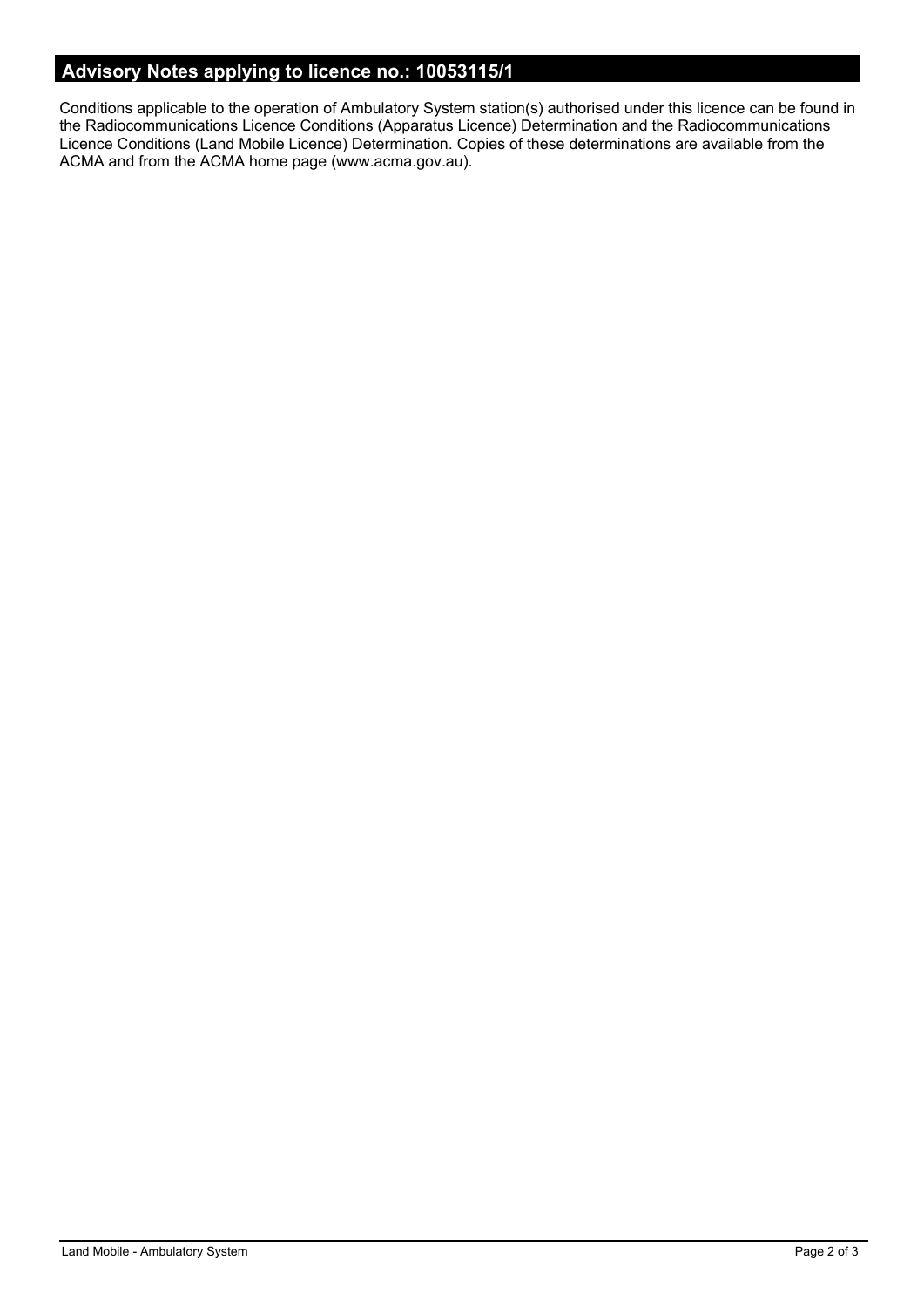## Advisory Notes applying to licence no.: 10053115/1

Conditions applicable to the operation of Ambulatory System station(s) authorised under this licence can be found in the Radiocommunications Licence Conditions (Apparatus Licence) Determination and the Radiocommunications Licence Conditions (Land Mobile Licence) Determination. Copies of these determinations are available from the ACMA and from the ACMA home page (www.acma.gov.au).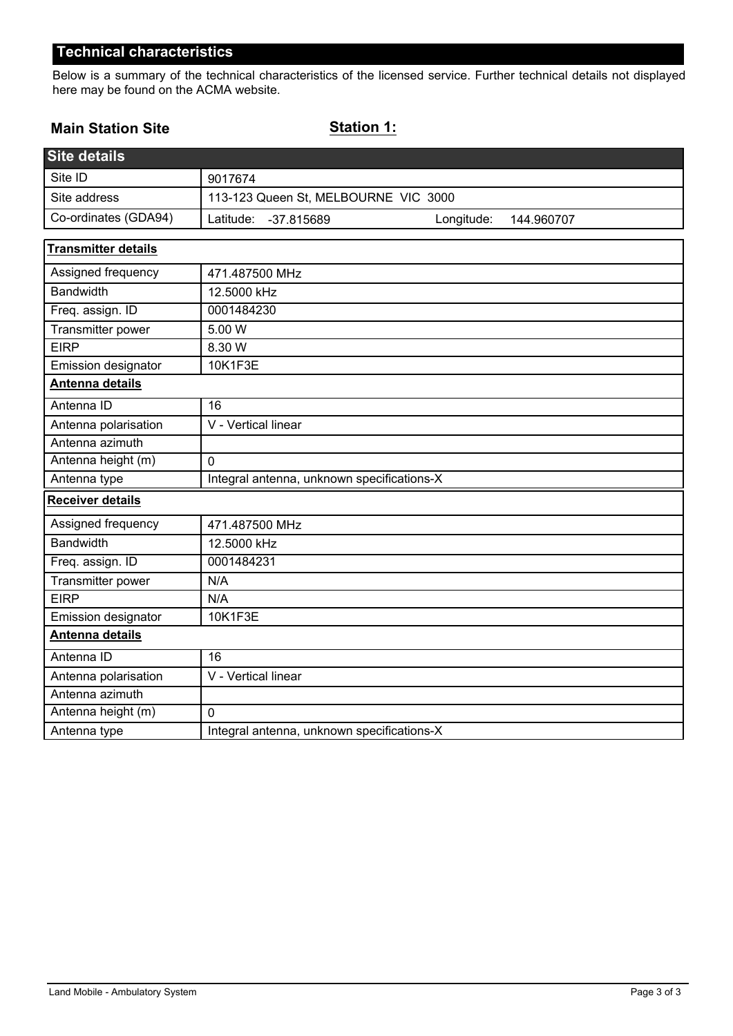## Technical characteristics

Below is a summary of the technical characteristics of the licensed service. Further technical details not displayed here may be found on the ACMA website.

**Main Station Site** **Station 1:**

| Site details | |
|---|---|
| Site ID | 9017674 |
| Site address | 113-123 Queen St, MELBOURNE VIC 3000 |
| Co-ordinates (GDA94) | Latitude: -37.815689 Longitude: 144.960707 |

| **Transmitter details** | |
|---|---|
| Assigned frequency | 471.487500 MHz |
| Bandwidth | 12.5000 kHz |
| Freq. assign. ID | 0001484230 |
| Transmitter power | 5.00 W |
| EIRP | 8.30 W |
| Emission designator | 10K1F3E |
| **Antenna details** | |
| Antenna ID | 16 |
| Antenna polarisation | V - Vertical linear |
| Antenna azimuth | |
| Antenna height (m) | 0 |
| Antenna type | Integral antenna, unknown specifications-X |
| **Receiver details** | |
| Assigned frequency | 471.487500 MHz |
| Bandwidth | 12.5000 kHz |
| Freq. assign. ID | 0001484231 |
| Transmitter power | N/A |
| EIRP | N/A |
| Emission designator | 10K1F3E |
| **Antenna details** | |
| Antenna ID | 16 |
| Antenna polarisation | V - Vertical linear |
| Antenna azimuth | |
| Antenna height (m) | 0 |
| Antenna type | Integral antenna, unknown specifications-X |